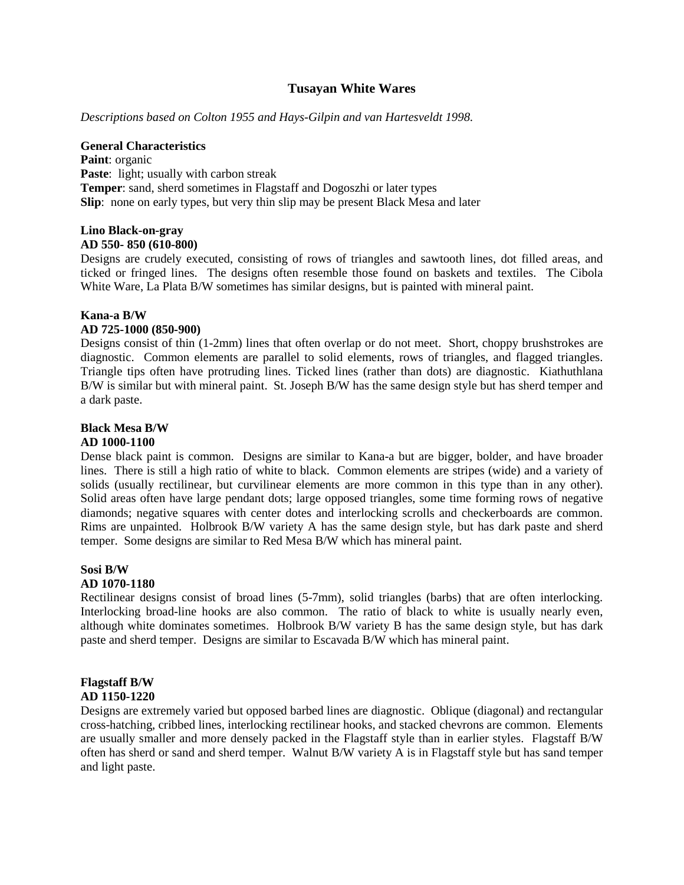# Tusayan White Wares

*Descriptions based on Colton 1955 and Hays-Gilpin and van Hartesveldt 1998.*

**General Characteristics**
**Paint**: organic
**Paste**: light; usually with carbon streak
**Temper**: sand, sherd sometimes in Flagstaff and Dogoszhi or later types
**Slip**: none on early types, but very thin slip may be present Black Mesa and later

**Lino Black-on-gray**
**AD 550- 850 (610-800)**
Designs are crudely executed, consisting of rows of triangles and sawtooth lines, dot filled areas, and ticked or fringed lines. The designs often resemble those found on baskets and textiles. The Cibola White Ware, La Plata B/W sometimes has similar designs, but is painted with mineral paint.

**Kana-a B/W**
**AD 725-1000 (850-900)**
Designs consist of thin (1-2mm) lines that often overlap or do not meet. Short, choppy brushstrokes are diagnostic. Common elements are parallel to solid elements, rows of triangles, and flagged triangles. Triangle tips often have protruding lines. Ticked lines (rather than dots) are diagnostic. Kiathuthlana B/W is similar but with mineral paint. St. Joseph B/W has the same design style but has sherd temper and a dark paste.

**Black Mesa B/W**
**AD 1000-1100**
Dense black paint is common. Designs are similar to Kana-a but are bigger, bolder, and have broader lines. There is still a high ratio of white to black. Common elements are stripes (wide) and a variety of solids (usually rectilinear, but curvilinear elements are more common in this type than in any other). Solid areas often have large pendant dots; large opposed triangles, some time forming rows of negative diamonds; negative squares with center dotes and interlocking scrolls and checkerboards are common. Rims are unpainted. Holbrook B/W variety A has the same design style, but has dark paste and sherd temper. Some designs are similar to Red Mesa B/W which has mineral paint.

**Sosi B/W**
**AD 1070-1180**
Rectilinear designs consist of broad lines (5-7mm), solid triangles (barbs) that are often interlocking. Interlocking broad-line hooks are also common. The ratio of black to white is usually nearly even, although white dominates sometimes. Holbrook B/W variety B has the same design style, but has dark paste and sherd temper. Designs are similar to Escavada B/W which has mineral paint.

**Flagstaff B/W**
**AD 1150-1220**
Designs are extremely varied but opposed barbed lines are diagnostic. Oblique (diagonal) and rectangular cross-hatching, cribbed lines, interlocking rectilinear hooks, and stacked chevrons are common. Elements are usually smaller and more densely packed in the Flagstaff style than in earlier styles. Flagstaff B/W often has sherd or sand and sherd temper. Walnut B/W variety A is in Flagstaff style but has sand temper and light paste.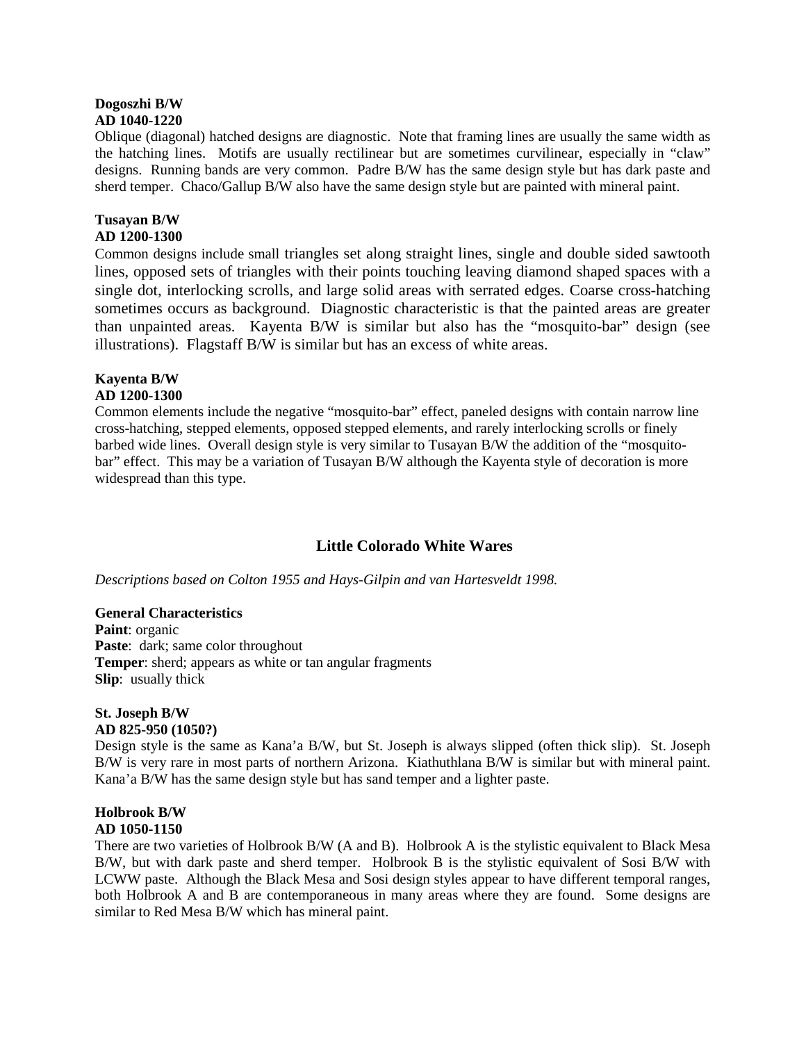**Dogoszhi B/W**
**AD 1040-1220**

Oblique (diagonal) hatched designs are diagnostic. Note that framing lines are usually the same width as the hatching lines. Motifs are usually rectilinear but are sometimes curvilinear, especially in "claw" designs. Running bands are very common. Padre B/W has the same design style but has dark paste and sherd temper. Chaco/Gallup B/W also have the same design style but are painted with mineral paint.

**Tusayan B/W**
**AD 1200-1300**

Common designs include small triangles set along straight lines, single and double sided sawtooth lines, opposed sets of triangles with their points touching leaving diamond shaped spaces with a single dot, interlocking scrolls, and large solid areas with serrated edges. Coarse cross-hatching sometimes occurs as background. Diagnostic characteristic is that the painted areas are greater than unpainted areas. Kayenta B/W is similar but also has the "mosquito-bar" design (see illustrations). Flagstaff B/W is similar but has an excess of white areas.

**Kayenta B/W**
**AD 1200-1300**

Common elements include the negative "mosquito-bar" effect, paneled designs with contain narrow line cross-hatching, stepped elements, opposed stepped elements, and rarely interlocking scrolls or finely barbed wide lines. Overall design style is very similar to Tusayan B/W the addition of the "mosquito-bar" effect. This may be a variation of Tusayan B/W although the Kayenta style of decoration is more widespread than this type.

## Little Colorado White Wares

*Descriptions based on Colton 1955 and Hays-Gilpin and van Hartesveldt 1998.*

**General Characteristics**
**Paint**: organic
**Paste**: dark; same color throughout
**Temper**: sherd; appears as white or tan angular fragments
**Slip**: usually thick

**St. Joseph B/W**
**AD 825-950 (1050?)**

Design style is the same as Kana'a B/W, but St. Joseph is always slipped (often thick slip). St. Joseph B/W is very rare in most parts of northern Arizona. Kiathuthlana B/W is similar but with mineral paint. Kana'a B/W has the same design style but has sand temper and a lighter paste.

**Holbrook B/W**
**AD 1050-1150**

There are two varieties of Holbrook B/W (A and B). Holbrook A is the stylistic equivalent to Black Mesa B/W, but with dark paste and sherd temper. Holbrook B is the stylistic equivalent of Sosi B/W with LCWW paste. Although the Black Mesa and Sosi design styles appear to have different temporal ranges, both Holbrook A and B are contemporaneous in many areas where they are found. Some designs are similar to Red Mesa B/W which has mineral paint.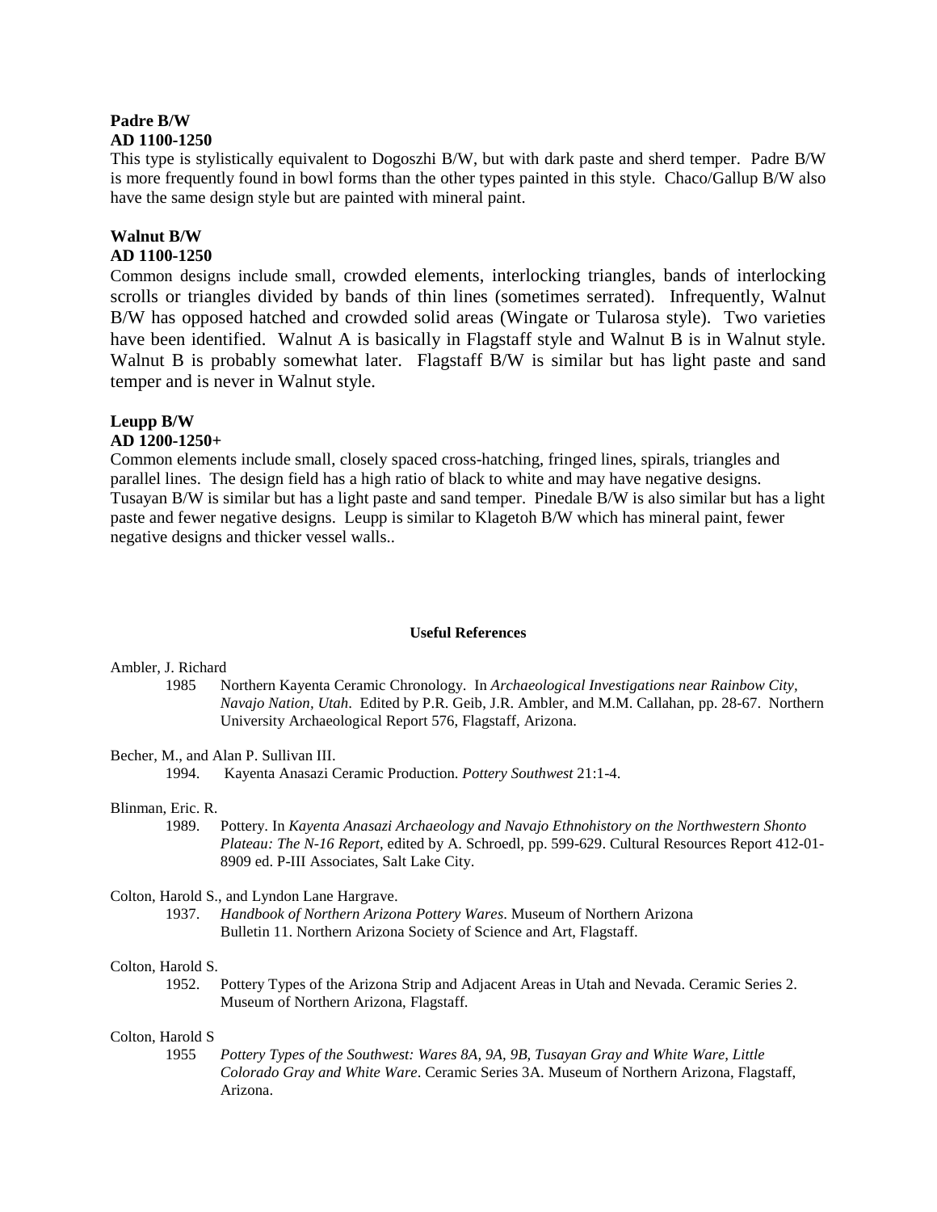**Padre B/W**
**AD 1100-1250**
This type is stylistically equivalent to Dogoszhi B/W, but with dark paste and sherd temper. Padre B/W is more frequently found in bowl forms than the other types painted in this style. Chaco/Gallup B/W also have the same design style but are painted with mineral paint.

**Walnut B/W**
**AD 1100-1250**
Common designs include small, crowded elements, interlocking triangles, bands of interlocking scrolls or triangles divided by bands of thin lines (sometimes serrated). Infrequently, Walnut B/W has opposed hatched and crowded solid areas (Wingate or Tularosa style). Two varieties have been identified. Walnut A is basically in Flagstaff style and Walnut B is in Walnut style. Walnut B is probably somewhat later. Flagstaff B/W is similar but has light paste and sand temper and is never in Walnut style.

**Leupp B/W**
**AD 1200-1250+**
Common elements include small, closely spaced cross-hatching, fringed lines, spirals, triangles and parallel lines. The design field has a high ratio of black to white and may have negative designs. Tusayan B/W is similar but has a light paste and sand temper. Pinedale B/W is also similar but has a light paste and fewer negative designs. Leupp is similar to Klagetoh B/W which has mineral paint, fewer negative designs and thicker vessel walls..

**Useful References**

Ambler, J. Richard
1985 Northern Kayenta Ceramic Chronology. In *Archaeological Investigations near Rainbow City, Navajo Nation, Utah*. Edited by P.R. Geib, J.R. Ambler, and M.M. Callahan, pp. 28-67. Northern University Archaeological Report 576, Flagstaff, Arizona.

Becher, M., and Alan P. Sullivan III.
1994. Kayenta Anasazi Ceramic Production. *Pottery Southwest* 21:1-4.

Blinman, Eric. R.
1989. Pottery. In *Kayenta Anasazi Archaeology and Navajo Ethnohistory on the Northwestern Shonto Plateau: The N-16 Report*, edited by A. Schroedl, pp. 599-629. Cultural Resources Report 412-01-8909 ed. P-III Associates, Salt Lake City.

Colton, Harold S., and Lyndon Lane Hargrave.
1937. *Handbook of Northern Arizona Pottery Wares*. Museum of Northern Arizona Bulletin 11. Northern Arizona Society of Science and Art, Flagstaff.

Colton, Harold S.
1952. Pottery Types of the Arizona Strip and Adjacent Areas in Utah and Nevada. Ceramic Series 2. Museum of Northern Arizona, Flagstaff.

Colton, Harold S
1955 *Pottery Types of the Southwest: Wares 8A, 9A, 9B, Tusayan Gray and White Ware, Little Colorado Gray and White Ware*. Ceramic Series 3A. Museum of Northern Arizona, Flagstaff, Arizona.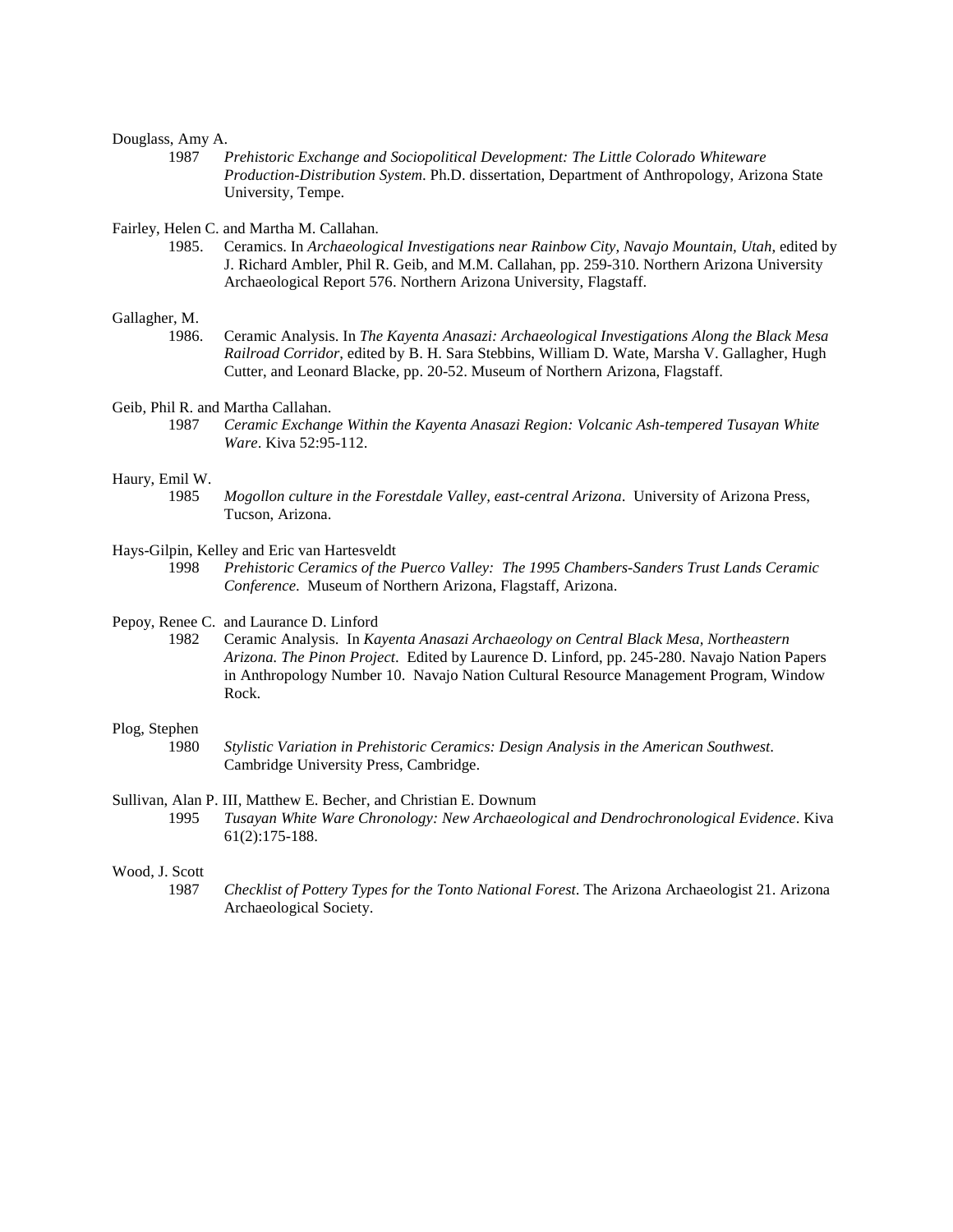Douglass, Amy A.

1987 *Prehistoric Exchange and Sociopolitical Development: The Little Colorado Whiteware Production-Distribution System*. Ph.D. dissertation, Department of Anthropology, Arizona State University, Tempe.

Fairley, Helen C. and Martha M. Callahan.

1985. Ceramics. In *Archaeological Investigations near Rainbow City, Navajo Mountain, Utah*, edited by J. Richard Ambler, Phil R. Geib, and M.M. Callahan, pp. 259-310. Northern Arizona University Archaeological Report 576. Northern Arizona University, Flagstaff.

Gallagher, M.

1986. Ceramic Analysis. In *The Kayenta Anasazi: Archaeological Investigations Along the Black Mesa Railroad Corridor*, edited by B. H. Sara Stebbins, William D. Wate, Marsha V. Gallagher, Hugh Cutter, and Leonard Blacke, pp. 20-52. Museum of Northern Arizona, Flagstaff.

Geib, Phil R. and Martha Callahan.

1987 *Ceramic Exchange Within the Kayenta Anasazi Region: Volcanic Ash-tempered Tusayan White Ware*. Kiva 52:95-112.

Haury, Emil W.

1985 *Mogollon culture in the Forestdale Valley, east-central Arizona*. University of Arizona Press, Tucson, Arizona.

Hays-Gilpin, Kelley and Eric van Hartesveldt

1998 *Prehistoric Ceramics of the Puerco Valley: The 1995 Chambers-Sanders Trust Lands Ceramic Conference*. Museum of Northern Arizona, Flagstaff, Arizona.

Pepoy, Renee C. and Laurance D. Linford

1982 Ceramic Analysis. In *Kayenta Anasazi Archaeology on Central Black Mesa, Northeastern Arizona. The Pinon Project*. Edited by Laurence D. Linford, pp. 245-280. Navajo Nation Papers in Anthropology Number 10. Navajo Nation Cultural Resource Management Program, Window Rock.

Plog, Stephen

1980 *Stylistic Variation in Prehistoric Ceramics: Design Analysis in the American Southwest*. Cambridge University Press, Cambridge.

Sullivan, Alan P. III, Matthew E. Becher, and Christian E. Downum

1995 *Tusayan White Ware Chronology: New Archaeological and Dendrochronological Evidence*. Kiva 61(2):175-188.

Wood, J. Scott

1987 *Checklist of Pottery Types for the Tonto National Forest*. The Arizona Archaeologist 21. Arizona Archaeological Society.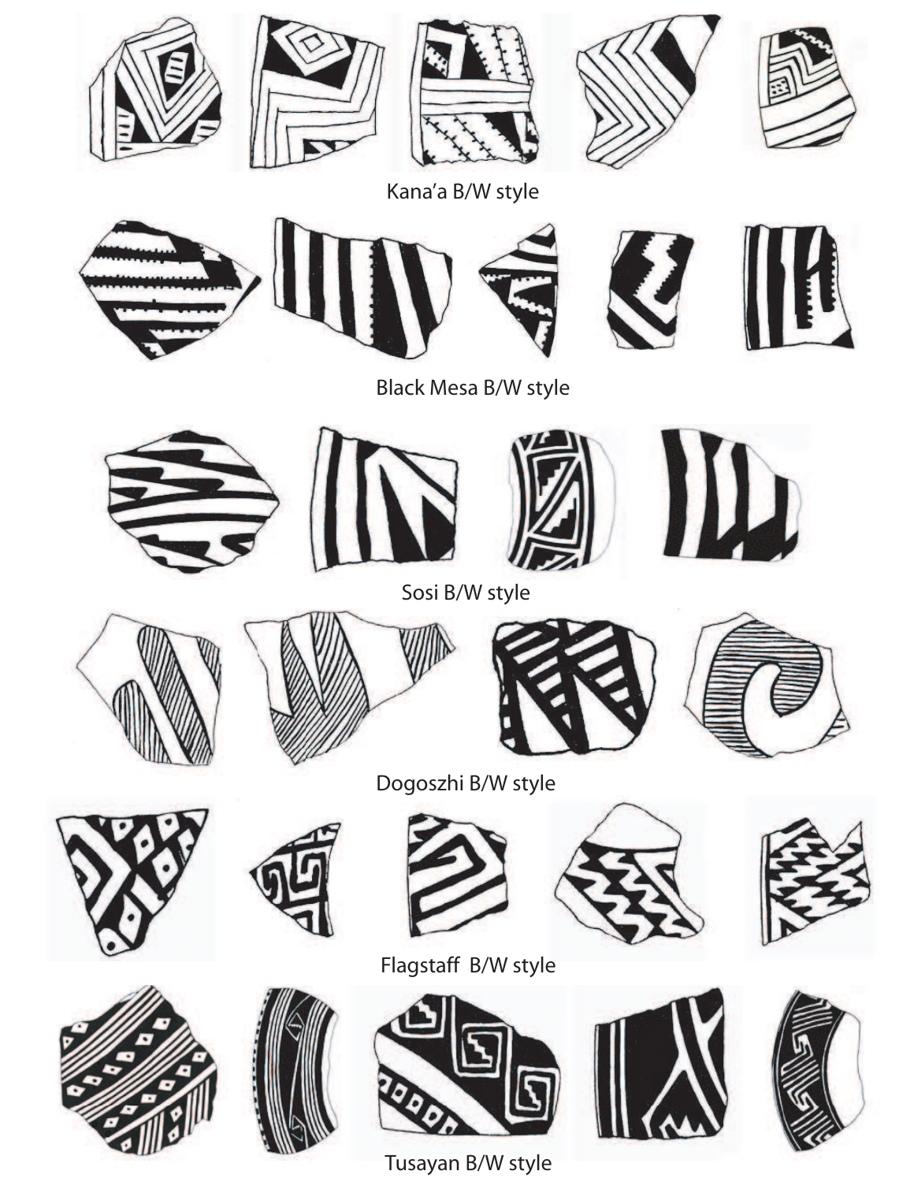Kana'a B/W style

Black Mesa B/W style

Sosi B/W style

Dogoszhi B/W style

Flagstaff B/W style

Tusayan B/W style